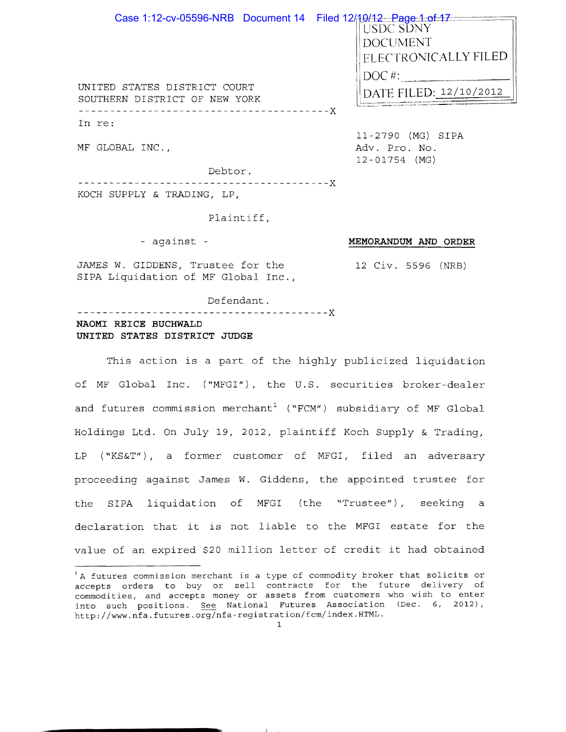USDC SDNY
DOCUMENT
ELECTRONICALLY FILED
DOC #:
DATE FILED: 12/10/2012

UNITED STATES DISTRICT COURT
SOUTHERN DISTRICT OF NEW YORK

---

In re:

MF GLOBAL INC.,

Debtor.

11-2790 (MG) SIPA
Adv. Pro. No. 12-01754 (MG)

---

KOCH SUPPLY & TRADING, LP,

Plaintiff,

\- against -

JAMES W. GIDDENS, Trustee for the SIPA Liquidation of MF Global Inc.,

Defendant.

**MEMORANDUM AND ORDER**

12 Civ. 5596 (NRB)

---

**NAOMI REICE BUCHWALD**
**UNITED STATES DISTRICT JUDGE**

This action is a part of the highly publicized liquidation of MF Global Inc. ("MFGI"), the U.S. securities broker-dealer and futures commission merchant[1] ("FCM") subsidiary of MF Global Holdings Ltd. On July 19, 2012, plaintiff Koch Supply & Trading, LP ("KS&T"), a former customer of MFGI, filed an adversary proceeding against James W. Giddens, the appointed trustee for the SIPA liquidation of MFGI (the "Trustee"), seeking a declaration that it is not liable to the MFGI estate for the value of an expired $20 million letter of credit it had obtained

---

[1] A futures commission merchant is a type of commodity broker that solicits or accepts orders to buy or sell contracts for the future delivery of commodities, and accepts money or assets from customers who wish to enter into such positions. See National Futures Association (Dec. 6, 2012), http://www.nfa.futures.org/nfa-registration/fcm/index.HTML.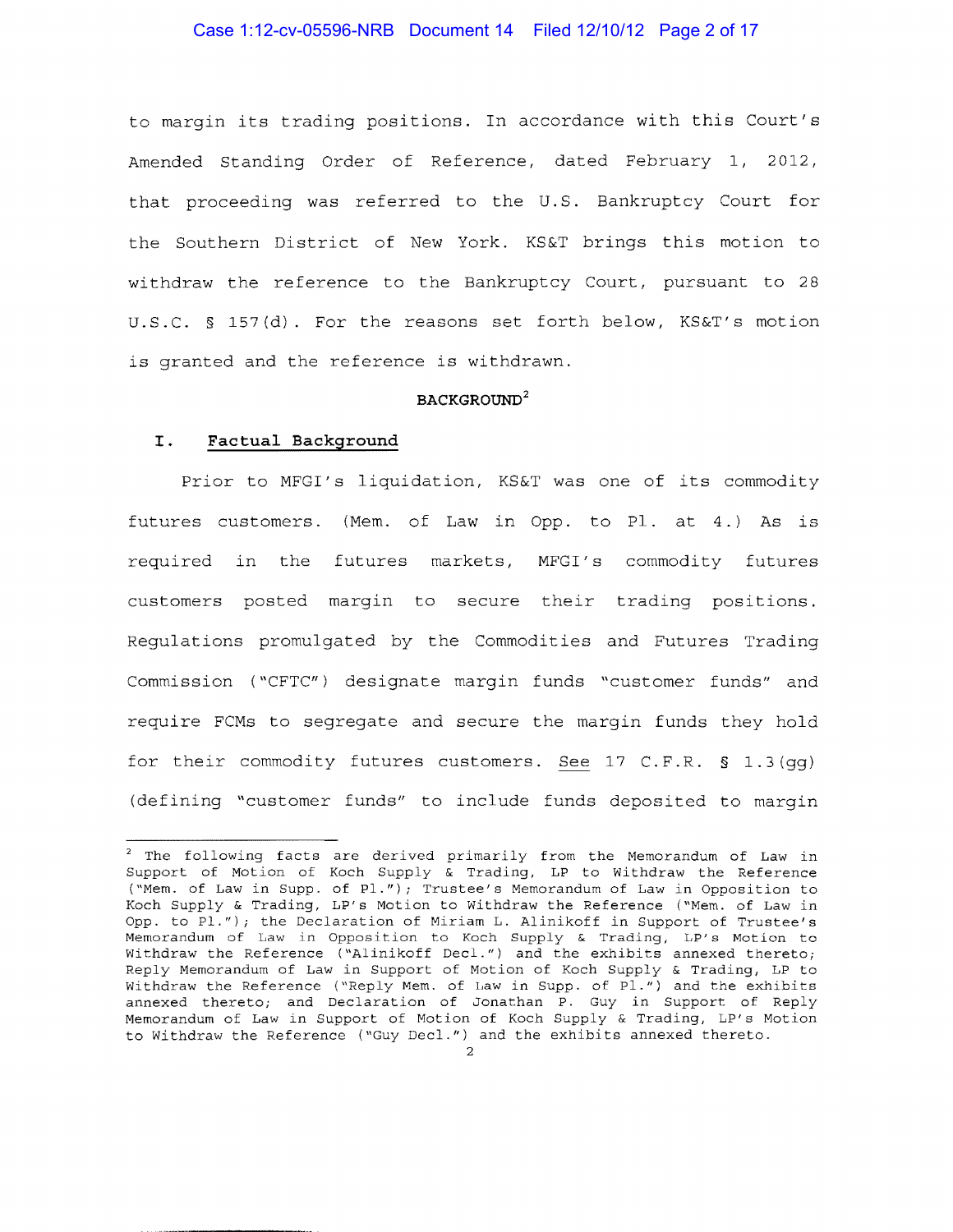to margin its trading positions. In accordance with this Court's Amended Standing Order of Reference, dated February 1, 2012, that proceeding was referred to the U.S. Bankruptcy Court for the Southern District of New York. KS&T brings this motion to withdraw the reference to the Bankruptcy Court, pursuant to 28 U.S.C. § 157(d). For the reasons set forth below, KS&T's motion is granted and the reference is withdrawn.

## BACKGROUND[2]

### I. Factual Background

Prior to MFGI's liquidation, KS&T was one of its commodity futures customers. (Mem. of Law in Opp. to Pl. at 4.) As is required in the futures markets, MFGI's commodity futures customers posted margin to secure their trading positions. Regulations promulgated by the Commodities and Futures Trading Commission ("CFTC") designate margin funds "customer funds" and require FCMs to segregate and secure the margin funds they hold for their commodity futures customers. See 17 C.F.R. § 1.3(gg) (defining "customer funds" to include funds deposited to margin

---

[2] The following facts are derived primarily from the Memorandum of Law in Support of Motion of Koch Supply & Trading, LP to Withdraw the Reference ("Mem. of Law in Supp. of Pl."); Trustee's Memorandum of Law in Opposition to Koch Supply & Trading, LP's Motion to Withdraw the Reference ("Mem. of Law in Opp. to Pl."); the Declaration of Miriam L. Alinikoff in Support of Trustee's Memorandum of Law in Opposition to Koch Supply & Trading, LP's Motion to Withdraw the Reference ("Alinikoff Decl.") and the exhibits annexed thereto; Reply Memorandum of Law in Support of Motion of Koch Supply & Trading, LP to Withdraw the Reference ("Reply Mem. of Law in Supp. of Pl.") and the exhibits annexed thereto; and Declaration of Jonathan P. Guy in Support of Reply Memorandum of Law in Support of Motion of Koch Supply & Trading, LP's Motion to Withdraw the Reference ("Guy Decl.") and the exhibits annexed thereto.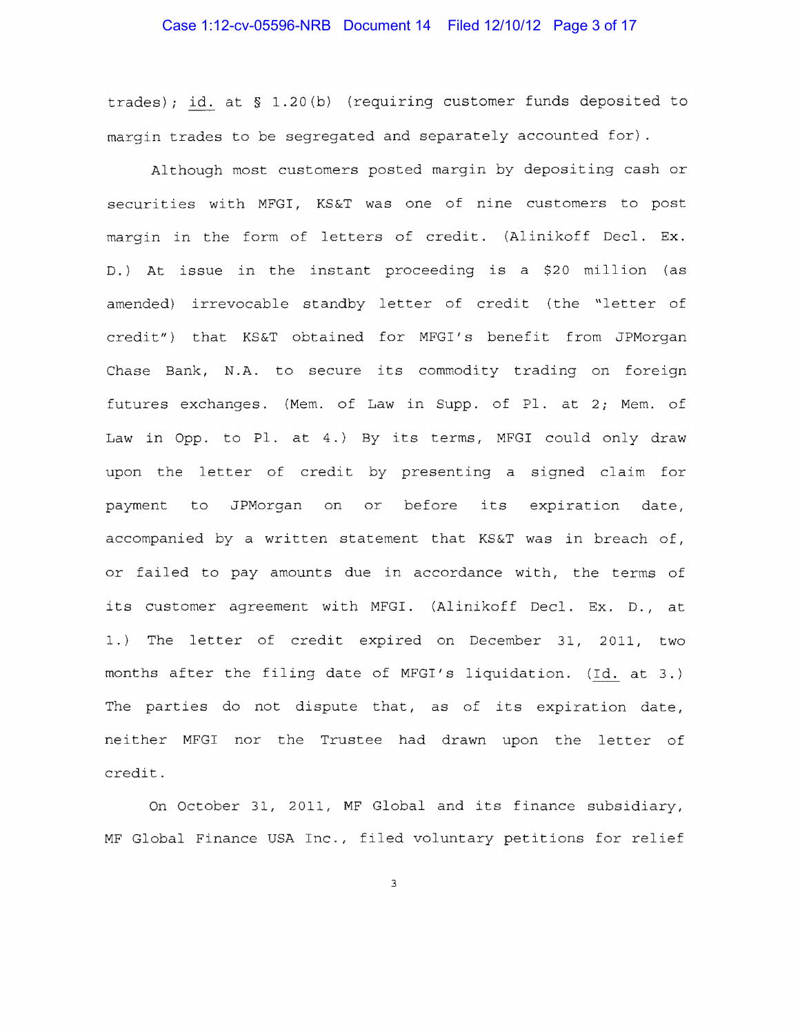trades); id. at § 1.20(b) (requiring customer funds deposited to margin trades to be segregated and separately accounted for).

Although most customers posted margin by depositing cash or securities with MFGI, KS&T was one of nine customers to post margin in the form of letters of credit. (Alinikoff Decl. Ex. D.) At issue in the instant proceeding is a $20 million (as amended) irrevocable standby letter of credit (the "letter of credit") that KS&T obtained for MFGI's benefit from JPMorgan Chase Bank, N.A. to secure its commodity trading on foreign futures exchanges. (Mem. of Law in Supp. of Pl. at 2; Mem. of Law in Opp. to Pl. at 4.) By its terms, MFGI could only draw upon the letter of credit by presenting a signed claim for payment to JPMorgan on or before its expiration date, accompanied by a written statement that KS&T was in breach of, or failed to pay amounts due in accordance with, the terms of its customer agreement with MFGI. (Alinikoff Decl. Ex. D., at 1.) The letter of credit expired on December 31, 2011, two months after the filing date of MFGI's liquidation. (Id. at 3.) The parties do not dispute that, as of its expiration date, neither MFGI nor the Trustee had drawn upon the letter of credit.

On October 31, 2011, MF Global and its finance subsidiary, MF Global Finance USA Inc., filed voluntary petitions for relief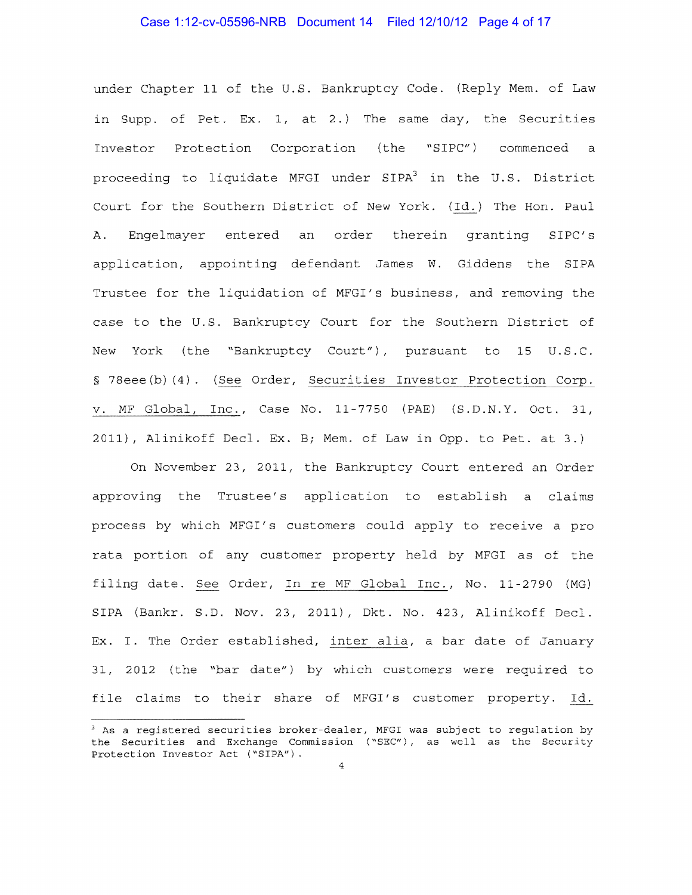under Chapter 11 of the U.S. Bankruptcy Code. (Reply Mem. of Law in Supp. of Pet. Ex. 1, at 2.) The same day, the Securities Investor Protection Corporation (the "SIPC") commenced a proceeding to liquidate MFGI under SIPA[3] in the U.S. District Court for the Southern District of New York. (Id.) The Hon. Paul A. Engelmayer entered an order therein granting SIPC's application, appointing defendant James W. Giddens the SIPA Trustee for the liquidation of MFGI's business, and removing the case to the U.S. Bankruptcy Court for the Southern District of New York (the "Bankruptcy Court"), pursuant to 15 U.S.C. § 78eee(b)(4). (See Order, Securities Investor Protection Corp. v. MF Global, Inc., Case No. 11-7750 (PAE) (S.D.N.Y. Oct. 31, 2011), Alinikoff Decl. Ex. B; Mem. of Law in Opp. to Pet. at 3.)

On November 23, 2011, the Bankruptcy Court entered an Order approving the Trustee's application to establish a claims process by which MFGI's customers could apply to receive a pro rata portion of any customer property held by MFGI as of the filing date. See Order, In re MF Global Inc., No. 11-2790 (MG) SIPA (Bankr. S.D. Nov. 23, 2011), Dkt. No. 423, Alinikoff Decl. Ex. I. The Order established, inter alia, a bar date of January 31, 2012 (the "bar date") by which customers were required to file claims to their share of MFGI's customer property. Id.

---

[3] As a registered securities broker-dealer, MFGI was subject to regulation by the Securities and Exchange Commission ("SEC"), as well as the Security Protection Investor Act ("SIPA").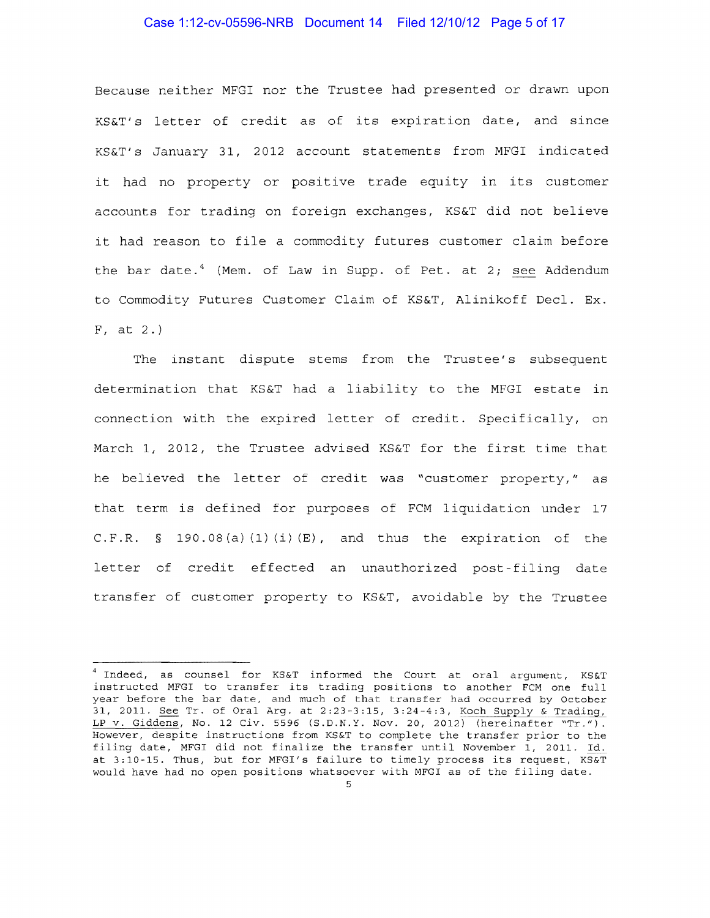Because neither MFGI nor the Trustee had presented or drawn upon KS&T's letter of credit as of its expiration date, and since KS&T's January 31, 2012 account statements from MFGI indicated it had no property or positive trade equity in its customer accounts for trading on foreign exchanges, KS&T did not believe it had reason to file a commodity futures customer claim before the bar date.[4] (Mem. of Law in Supp. of Pet. at 2; see Addendum to Commodity Futures Customer Claim of KS&T, Alinikoff Decl. Ex. F, at 2.)

The instant dispute stems from the Trustee's subsequent determination that KS&T had a liability to the MFGI estate in connection with the expired letter of credit. Specifically, on March 1, 2012, the Trustee advised KS&T for the first time that he believed the letter of credit was "customer property," as that term is defined for purposes of FCM liquidation under 17 C.F.R. § 190.08(a)(1)(i)(E), and thus the expiration of the letter of credit effected an unauthorized post-filing date transfer of customer property to KS&T, avoidable by the Trustee

---

[4] Indeed, as counsel for KS&T informed the Court at oral argument, KS&T instructed MFGI to transfer its trading positions to another FCM one full year before the bar date, and much of that transfer had occurred by October 31, 2011. See Tr. of Oral Arg. at 2:23-3:15, 3:24-4:3, Koch Supply & Trading, LP v. Giddens, No. 12 Civ. 5596 (S.D.N.Y. Nov. 20, 2012) (hereinafter "Tr."). However, despite instructions from KS&T to complete the transfer prior to the filing date, MFGI did not finalize the transfer until November 1, 2011. Id. at 3:10-15. Thus, but for MFGI's failure to timely process its request, KS&T would have had no open positions whatsoever with MFGI as of the filing date.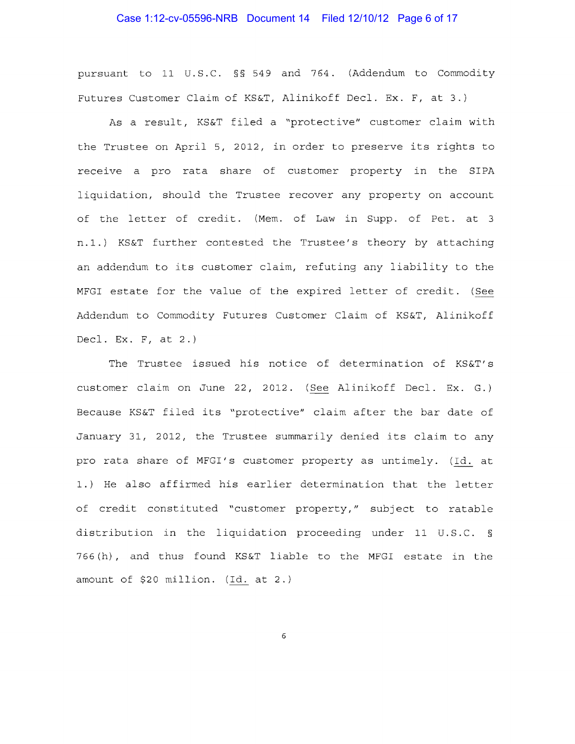pursuant to 11 U.S.C. §§ 549 and 764. (Addendum to Commodity Futures Customer Claim of KS&T, Alinikoff Decl. Ex. F, at 3.)

As a result, KS&T filed a "protective" customer claim with the Trustee on April 5, 2012, in order to preserve its rights to receive a pro rata share of customer property in the SIPA liquidation, should the Trustee recover any property on account of the letter of credit. (Mem. of Law in Supp. of Pet. at 3 n.1.) KS&T further contested the Trustee's theory by attaching an addendum to its customer claim, refuting any liability to the MFGI estate for the value of the expired letter of credit. (See Addendum to Commodity Futures Customer Claim of KS&T, Alinikoff Decl. Ex. F, at 2.)

The Trustee issued his notice of determination of KS&T's customer claim on June 22, 2012. (See Alinikoff Decl. Ex. G.) Because KS&T filed its "protective" claim after the bar date of January 31, 2012, the Trustee summarily denied its claim to any pro rata share of MFGI's customer property as untimely. (Id. at 1.) He also affirmed his earlier determination that the letter of credit constituted "customer property," subject to ratable distribution in the liquidation proceeding under 11 U.S.C. § 766(h), and thus found KS&T liable to the MFGI estate in the amount of $20 million. (Id. at 2.)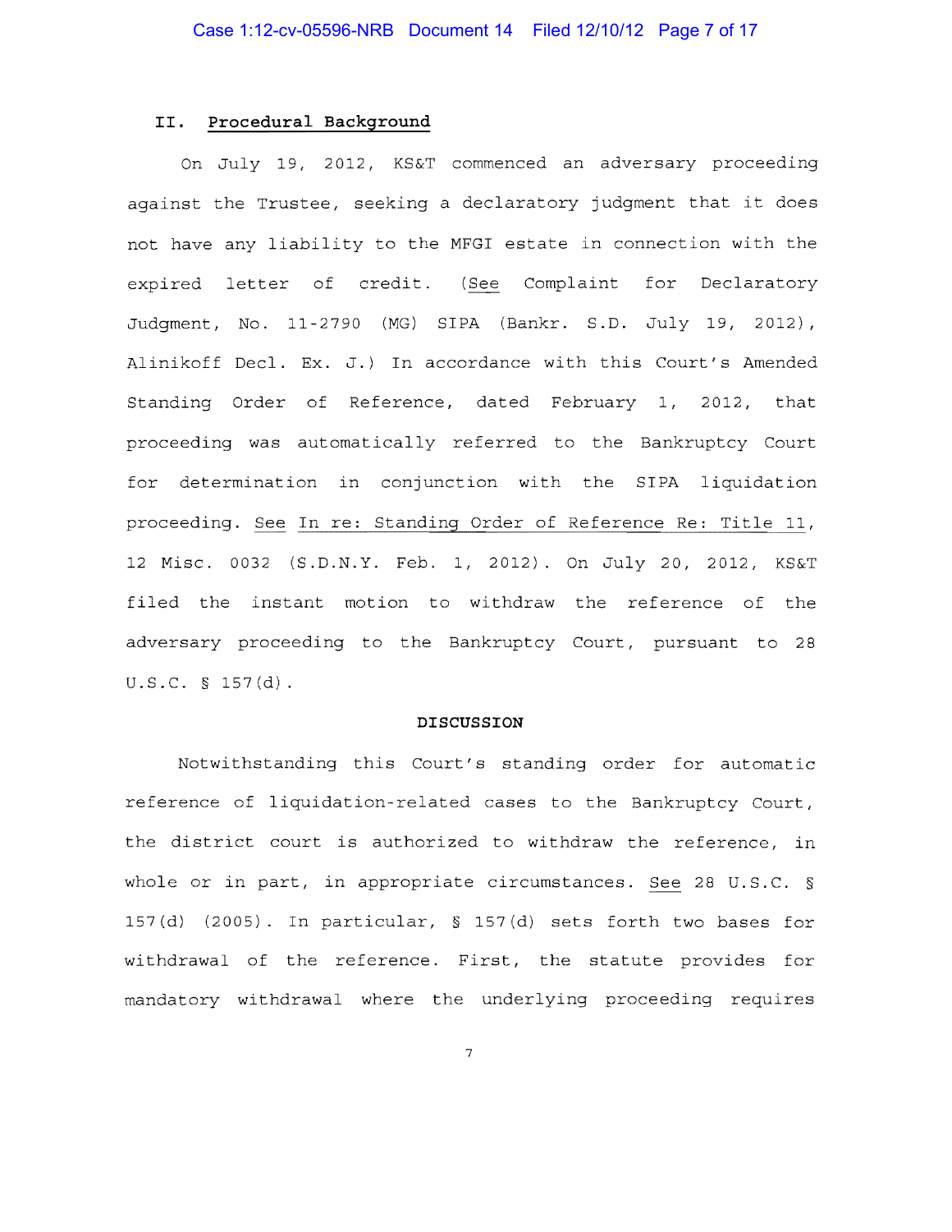## II. Procedural Background

On July 19, 2012, KS&T commenced an adversary proceeding against the Trustee, seeking a declaratory judgment that it does not have any liability to the MFGI estate in connection with the expired letter of credit. (See Complaint for Declaratory Judgment, No. 11-2790 (MG) SIPA (Bankr. S.D. July 19, 2012), Alinikoff Decl. Ex. J.) In accordance with this Court's Amended Standing Order of Reference, dated February 1, 2012, that proceeding was automatically referred to the Bankruptcy Court for determination in conjunction with the SIPA liquidation proceeding. See In re: Standing Order of Reference Re: Title 11, 12 Misc. 0032 (S.D.N.Y. Feb. 1, 2012). On July 20, 2012, KS&T filed the instant motion to withdraw the reference of the adversary proceeding to the Bankruptcy Court, pursuant to 28 U.S.C. § 157(d).

## DISCUSSION

Notwithstanding this Court's standing order for automatic reference of liquidation-related cases to the Bankruptcy Court, the district court is authorized to withdraw the reference, in whole or in part, in appropriate circumstances. See 28 U.S.C. § 157(d) (2005). In particular, § 157(d) sets forth two bases for withdrawal of the reference. First, the statute provides for mandatory withdrawal where the underlying proceeding requires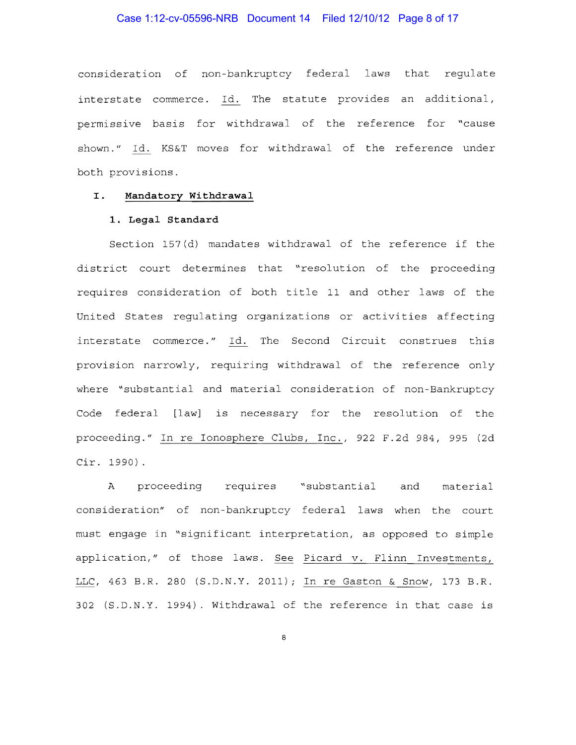consideration of non-bankruptcy federal laws that regulate interstate commerce. Id. The statute provides an additional, permissive basis for withdrawal of the reference for "cause shown." Id. KS&T moves for withdrawal of the reference under both provisions.

## I. Mandatory Withdrawal

### 1. Legal Standard

Section 157(d) mandates withdrawal of the reference if the district court determines that "resolution of the proceeding requires consideration of both title 11 and other laws of the United States regulating organizations or activities affecting interstate commerce." Id. The Second Circuit construes this provision narrowly, requiring withdrawal of the reference only where "substantial and material consideration of non-Bankruptcy Code federal [law] is necessary for the resolution of the proceeding." In re Ionosphere Clubs, Inc., 922 F.2d 984, 995 (2d Cir. 1990).

A proceeding requires "substantial and material consideration" of non-bankruptcy federal laws when the court must engage in "significant interpretation, as opposed to simple application," of those laws. See Picard v. Flinn Investments, LLC, 463 B.R. 280 (S.D.N.Y. 2011); In re Gaston & Snow, 173 B.R. 302 (S.D.N.Y. 1994). Withdrawal of the reference in that case is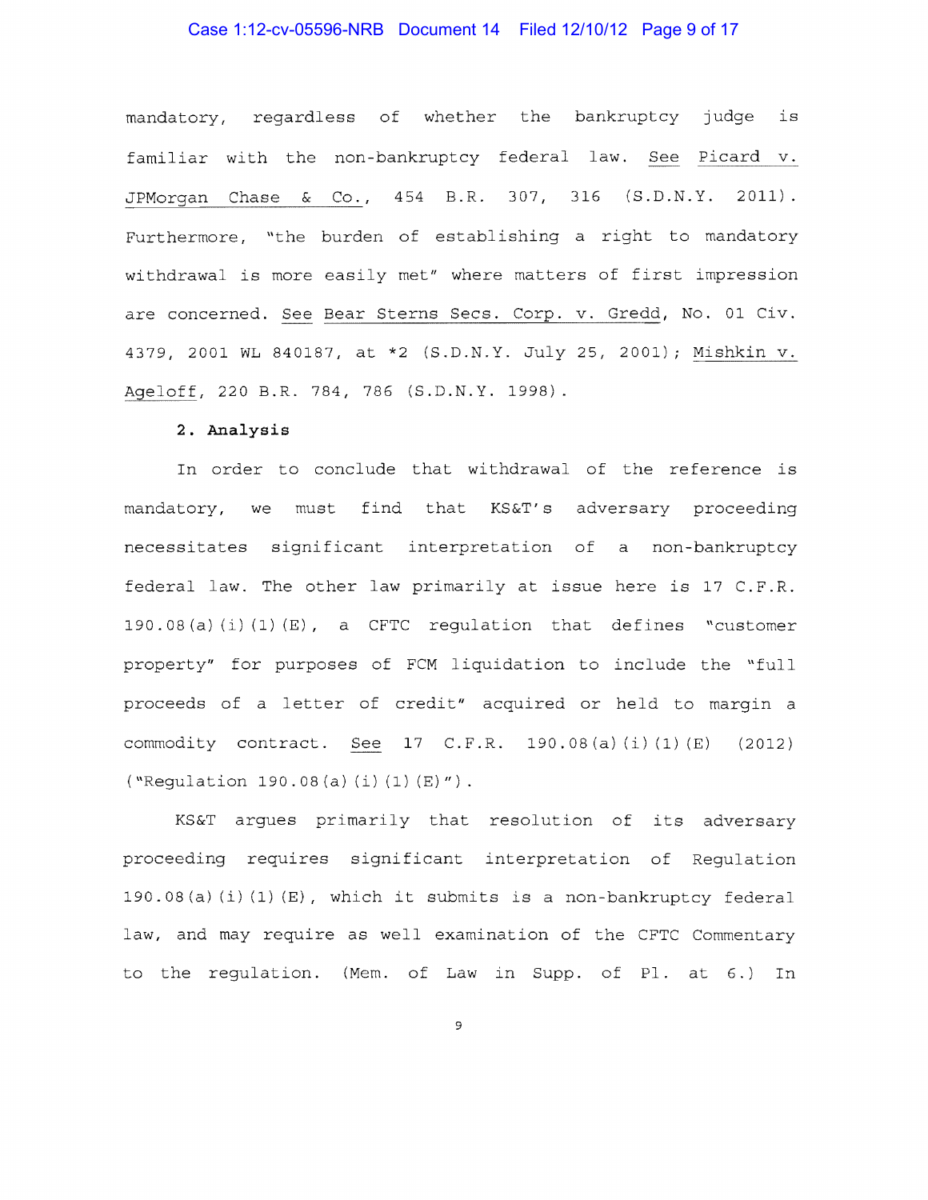mandatory, regardless of whether the bankruptcy judge is familiar with the non-bankruptcy federal law. See Picard v. JPMorgan Chase & Co., 454 B.R. 307, 316 (S.D.N.Y. 2011). Furthermore, "the burden of establishing a right to mandatory withdrawal is more easily met" where matters of first impression are concerned. See Bear Sterns Secs. Corp. v. Gredd, No. 01 Civ. 4379, 2001 WL 840187, at *2 (S.D.N.Y. July 25, 2001); Mishkin v. Ageloff, 220 B.R. 784, 786 (S.D.N.Y. 1998).

**2. Analysis**

In order to conclude that withdrawal of the reference is mandatory, we must find that KS&T's adversary proceeding necessitates significant interpretation of a non-bankruptcy federal law. The other law primarily at issue here is 17 C.F.R. 190.08(a)(i)(1)(E), a CFTC regulation that defines "customer property" for purposes of FCM liquidation to include the "full proceeds of a letter of credit" acquired or held to margin a commodity contract. See 17 C.F.R. 190.08(a)(i)(1)(E) (2012) ("Regulation 190.08(a)(i)(1)(E)").

KS&T argues primarily that resolution of its adversary proceeding requires significant interpretation of Regulation 190.08(a)(i)(1)(E), which it submits is a non-bankruptcy federal law, and may require as well examination of the CFTC Commentary to the regulation. (Mem. of Law in Supp. of Pl. at 6.) In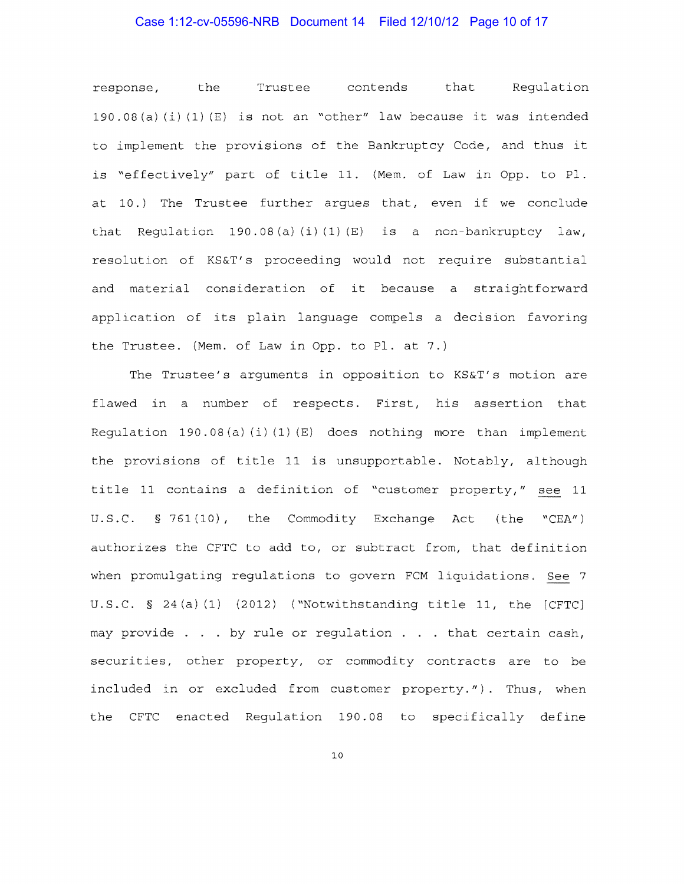response, the Trustee contends that Regulation 190.08(a)(i)(1)(E) is not an "other" law because it was intended to implement the provisions of the Bankruptcy Code, and thus it is "effectively" part of title 11. (Mem. of Law in Opp. to Pl. at 10.) The Trustee further argues that, even if we conclude that Regulation 190.08(a)(i)(1)(E) is a non-bankruptcy law, resolution of KS&T's proceeding would not require substantial and material consideration of it because a straightforward application of its plain language compels a decision favoring the Trustee. (Mem. of Law in Opp. to Pl. at 7.)

The Trustee's arguments in opposition to KS&T's motion are flawed in a number of respects. First, his assertion that Regulation 190.08(a)(i)(1)(E) does nothing more than implement the provisions of title 11 is unsupportable. Notably, although title 11 contains a definition of "customer property," see 11 U.S.C. § 761(10), the Commodity Exchange Act (the "CEA") authorizes the CFTC to add to, or subtract from, that definition when promulgating regulations to govern FCM liquidations. See 7 U.S.C. § 24(a)(1) (2012) ("Notwithstanding title 11, the [CFTC] may provide . . . by rule or regulation . . . that certain cash, securities, other property, or commodity contracts are to be included in or excluded from customer property."). Thus, when the CFTC enacted Regulation 190.08 to specifically define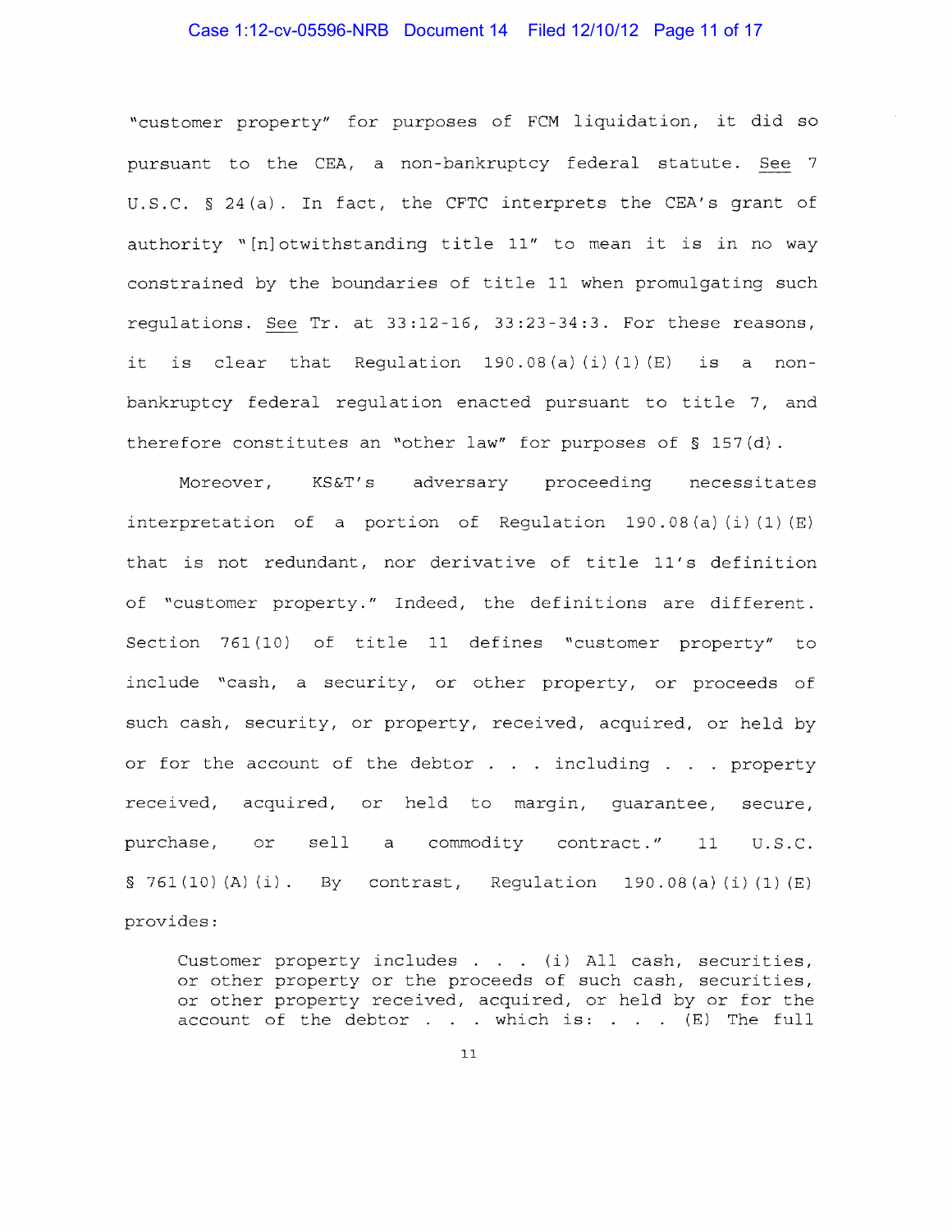"customer property" for purposes of FCM liquidation, it did so pursuant to the CEA, a non-bankruptcy federal statute. See 7 U.S.C. § 24(a). In fact, the CFTC interprets the CEA's grant of authority "[n]otwithstanding title 11" to mean it is in no way constrained by the boundaries of title 11 when promulgating such regulations. See Tr. at 33:12-16, 33:23-34:3. For these reasons, it is clear that Regulation 190.08(a)(i)(1)(E) is a non-bankruptcy federal regulation enacted pursuant to title 7, and therefore constitutes an "other law" for purposes of § 157(d).

Moreover, KS&T's adversary proceeding necessitates interpretation of a portion of Regulation 190.08(a)(i)(1)(E) that is not redundant, nor derivative of title 11's definition of "customer property." Indeed, the definitions are different. Section 761(10) of title 11 defines "customer property" to include "cash, a security, or other property, or proceeds of such cash, security, or property, received, acquired, or held by or for the account of the debtor . . . including . . . property received, acquired, or held to margin, guarantee, secure, purchase, or sell a commodity contract." 11 U.S.C. § 761(10)(A)(i). By contrast, Regulation 190.08(a)(i)(1)(E) provides:

> Customer property includes . . . (i) All cash, securities, or other property or the proceeds of such cash, securities, or other property received, acquired, or held by or for the account of the debtor . . . which is: . . . (E) The full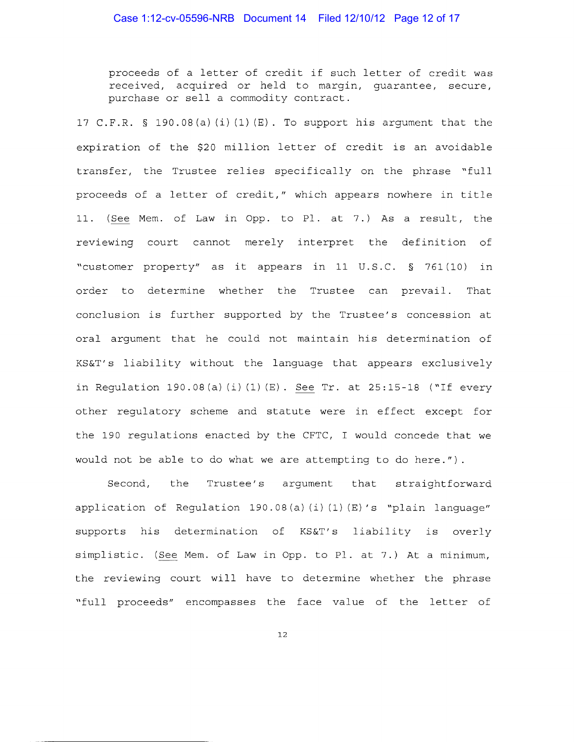> proceeds of a letter of credit if such letter of credit was received, acquired or held to margin, guarantee, secure, purchase or sell a commodity contract.

17 C.F.R. § 190.08(a)(i)(1)(E). To support his argument that the expiration of the $20 million letter of credit is an avoidable transfer, the Trustee relies specifically on the phrase "full proceeds of a letter of credit," which appears nowhere in title 11. (See Mem. of Law in Opp. to Pl. at 7.) As a result, the reviewing court cannot merely interpret the definition of "customer property" as it appears in 11 U.S.C. § 761(10) in order to determine whether the Trustee can prevail. That conclusion is further supported by the Trustee's concession at oral argument that he could not maintain his determination of KS&T's liability without the language that appears exclusively in Regulation 190.08(a)(i)(1)(E). See Tr. at 25:15-18 ("If every other regulatory scheme and statute were in effect except for the 190 regulations enacted by the CFTC, I would concede that we would not be able to do what we are attempting to do here.").

Second, the Trustee's argument that straightforward application of Regulation 190.08(a)(i)(1)(E)'s "plain language" supports his determination of KS&T's liability is overly simplistic. (See Mem. of Law in Opp. to Pl. at 7.) At a minimum, the reviewing court will have to determine whether the phrase "full proceeds" encompasses the face value of the letter of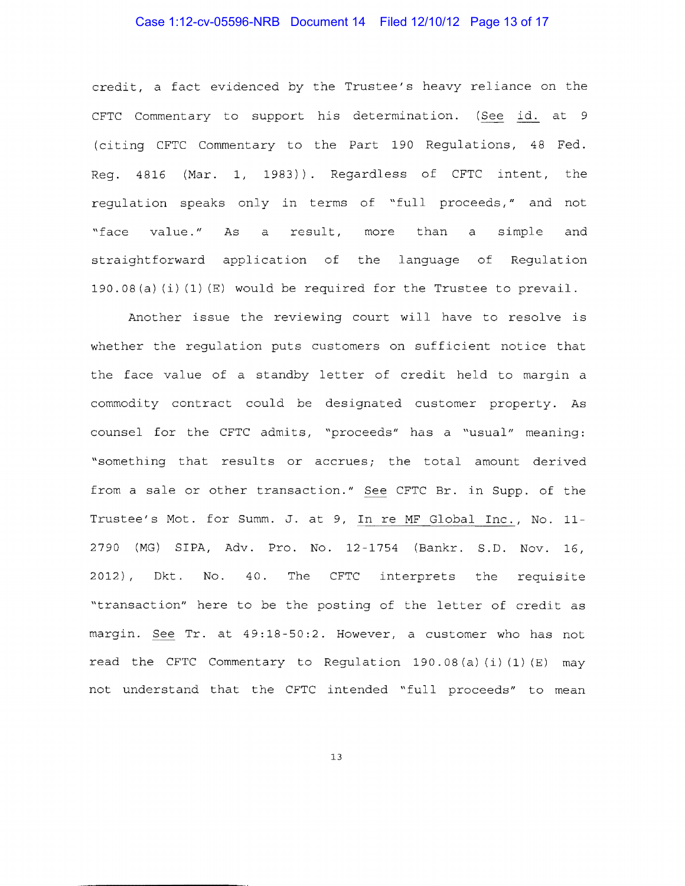credit, a fact evidenced by the Trustee's heavy reliance on the CFTC Commentary to support his determination. (*See* *id.* at 9 (citing CFTC Commentary to the Part 190 Regulations, 48 Fed. Reg. 4816 (Mar. 1, 1983)). Regardless of CFTC intent, the regulation speaks only in terms of "full proceeds," and not "face value." As a result, more than a simple and straightforward application of the language of Regulation 190.08(a)(i)(1)(E) would be required for the Trustee to prevail.

Another issue the reviewing court will have to resolve is whether the regulation puts customers on sufficient notice that the face value of a standby letter of credit held to margin a commodity contract could be designated customer property. As counsel for the CFTC admits, "proceeds" has a "usual" meaning: "something that results or accrues; the total amount derived from a sale or other transaction." *See* CFTC Br. in Supp. of the Trustee's Mot. for Summ. J. at 9, *In re MF Global Inc.*, No. 11-2790 (MG) SIPA, Adv. Pro. No. 12-1754 (Bankr. S.D. Nov. 16, 2012), Dkt. No. 40. The CFTC interprets the requisite "transaction" here to be the posting of the letter of credit as margin. *See* Tr. at 49:18-50:2. However, a customer who has not read the CFTC Commentary to Regulation 190.08(a)(i)(1)(E) may not understand that the CFTC intended "full proceeds" to mean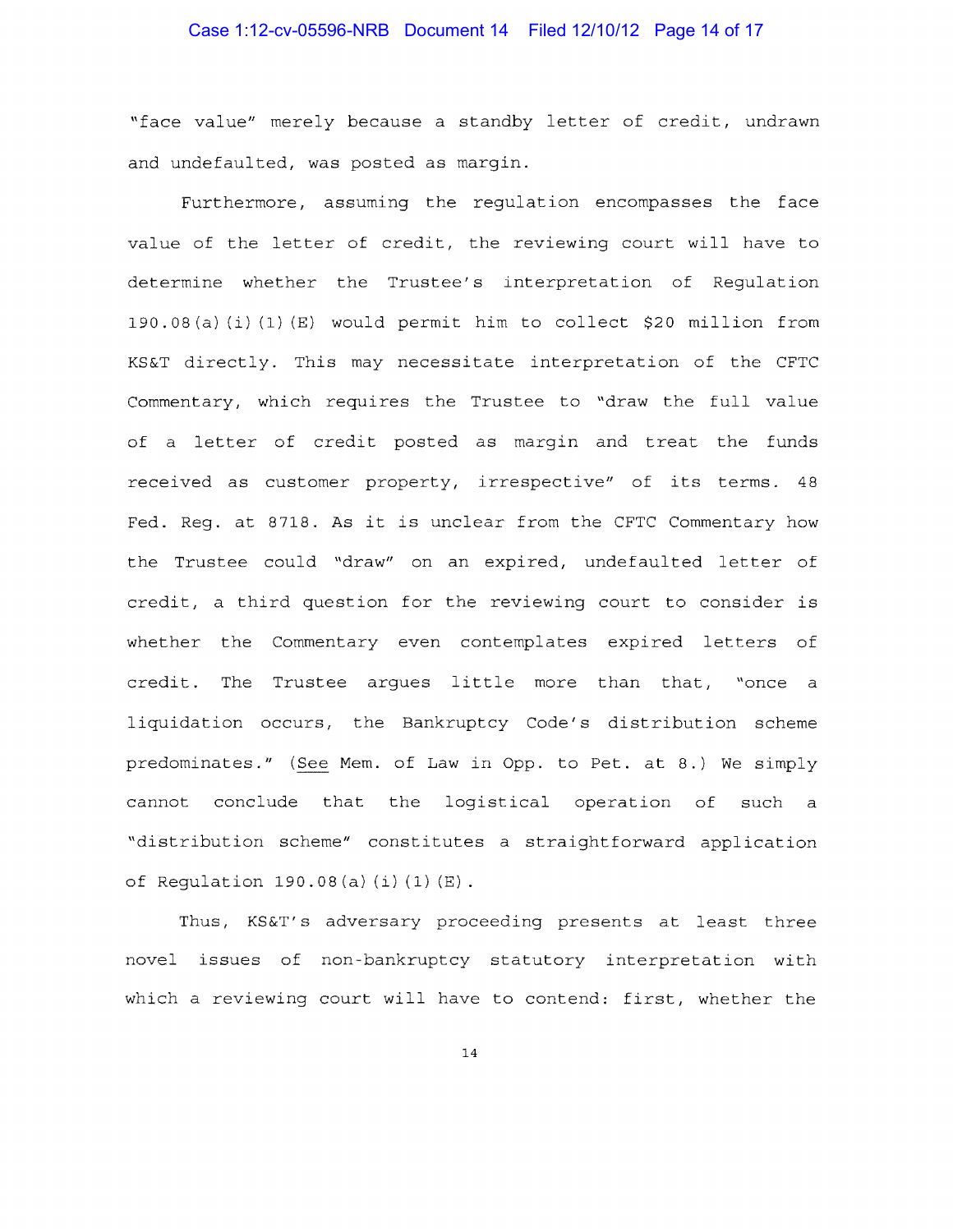"face value" merely because a standby letter of credit, undrawn and undefaulted, was posted as margin.

Furthermore, assuming the regulation encompasses the face value of the letter of credit, the reviewing court will have to determine whether the Trustee's interpretation of Regulation 190.08(a)(i)(1)(E) would permit him to collect $20 million from KS&T directly. This may necessitate interpretation of the CFTC Commentary, which requires the Trustee to "draw the full value of a letter of credit posted as margin and treat the funds received as customer property, irrespective" of its terms. 48 Fed. Reg. at 8718. As it is unclear from the CFTC Commentary how the Trustee could "draw" on an expired, undefaulted letter of credit, a third question for the reviewing court to consider is whether the Commentary even contemplates expired letters of credit. The Trustee argues little more than that, "once a liquidation occurs, the Bankruptcy Code's distribution scheme predominates." (See Mem. of Law in Opp. to Pet. at 8.) We simply cannot conclude that the logistical operation of such a "distribution scheme" constitutes a straightforward application of Regulation 190.08(a)(i)(1)(E).

Thus, KS&T's adversary proceeding presents at least three novel issues of non-bankruptcy statutory interpretation with which a reviewing court will have to contend: first, whether the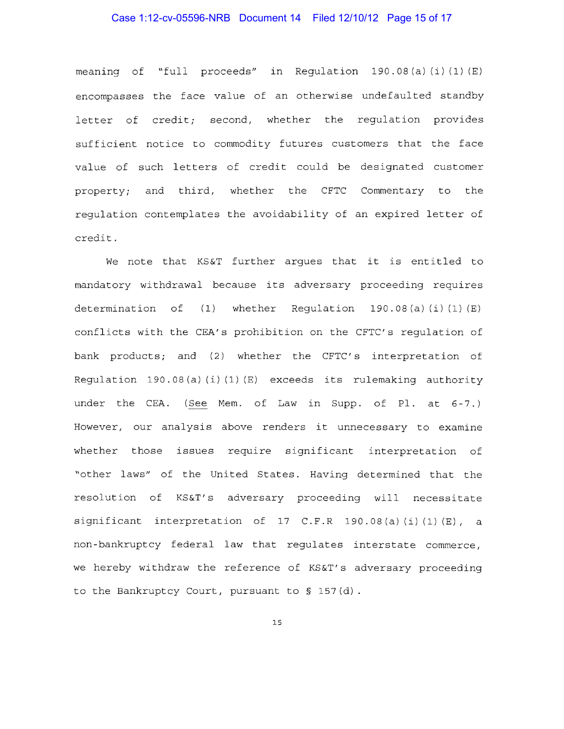meaning of "full proceeds" in Regulation 190.08(a)(i)(1)(E) encompasses the face value of an otherwise undefaulted standby letter of credit; second, whether the regulation provides sufficient notice to commodity futures customers that the face value of such letters of credit could be designated customer property; and third, whether the CFTC Commentary to the regulation contemplates the avoidability of an expired letter of credit.

We note that KS&T further argues that it is entitled to mandatory withdrawal because its adversary proceeding requires determination of (1) whether Regulation 190.08(a)(i)(1)(E) conflicts with the CEA's prohibition on the CFTC's regulation of bank products; and (2) whether the CFTC's interpretation of Regulation 190.08(a)(i)(1)(E) exceeds its rulemaking authority under the CEA. (See Mem. of Law in Supp. of Pl. at 6-7.) However, our analysis above renders it unnecessary to examine whether those issues require significant interpretation of "other laws" of the United States. Having determined that the resolution of KS&T's adversary proceeding will necessitate significant interpretation of 17 C.F.R 190.08(a)(i)(1)(E), a non-bankruptcy federal law that regulates interstate commerce, we hereby withdraw the reference of KS&T's adversary proceeding to the Bankruptcy Court, pursuant to § 157(d).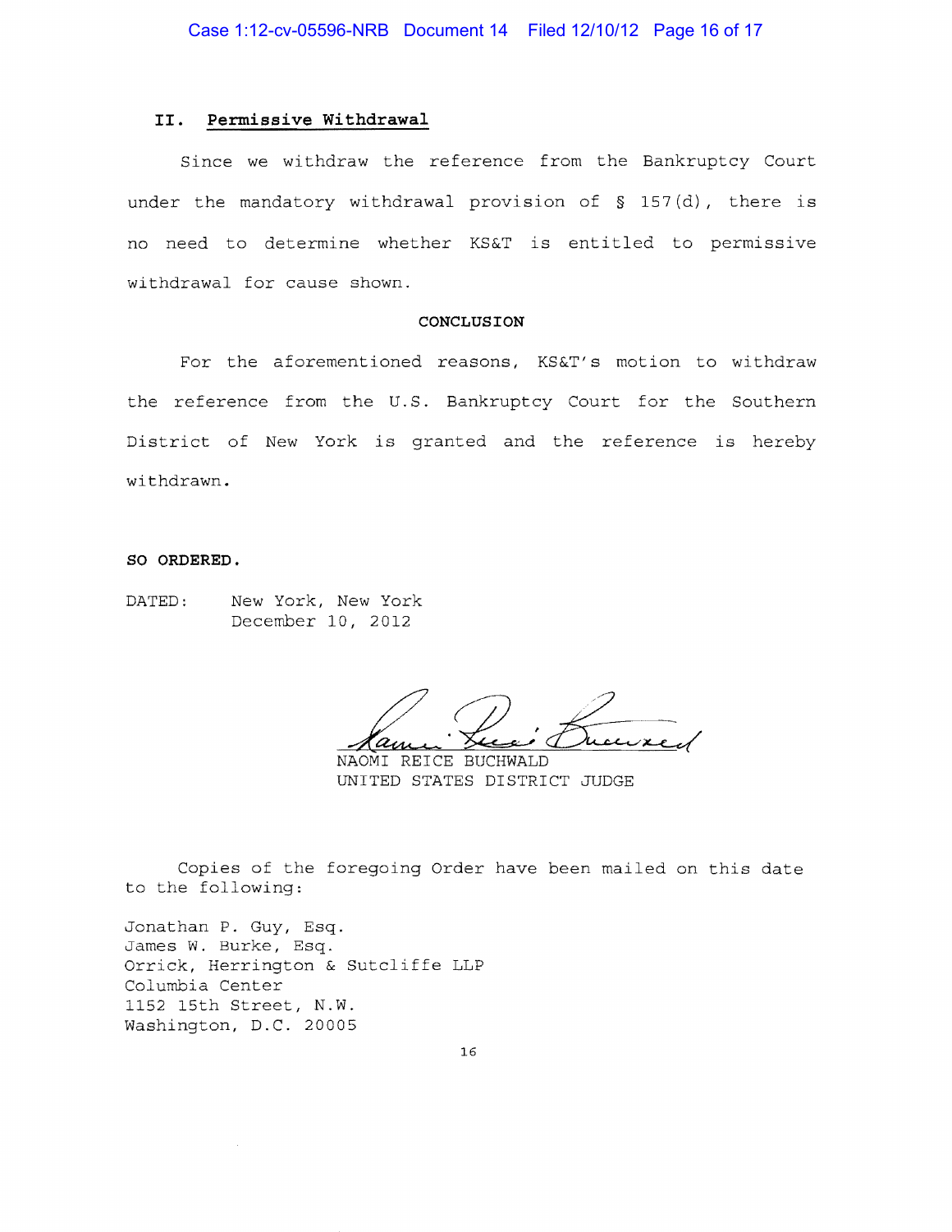## II. Permissive Withdrawal

Since we withdraw the reference from the Bankruptcy Court under the mandatory withdrawal provision of § 157(d), there is no need to determine whether KS&T is entitled to permissive withdrawal for cause shown.

## CONCLUSION

For the aforementioned reasons, KS&T's motion to withdraw the reference from the U.S. Bankruptcy Court for the Southern District of New York is granted and the reference is hereby withdrawn.

**SO ORDERED.**

DATED: New York, New York
December 10, 2012

NAOMI REICE BUCHWALD
UNITED STATES DISTRICT JUDGE

Copies of the foregoing Order have been mailed on this date to the following:

Jonathan P. Guy, Esq.
James W. Burke, Esq.
Orrick, Herrington & Sutcliffe LLP
Columbia Center
1152 15th Street, N.W.
Washington, D.C. 20005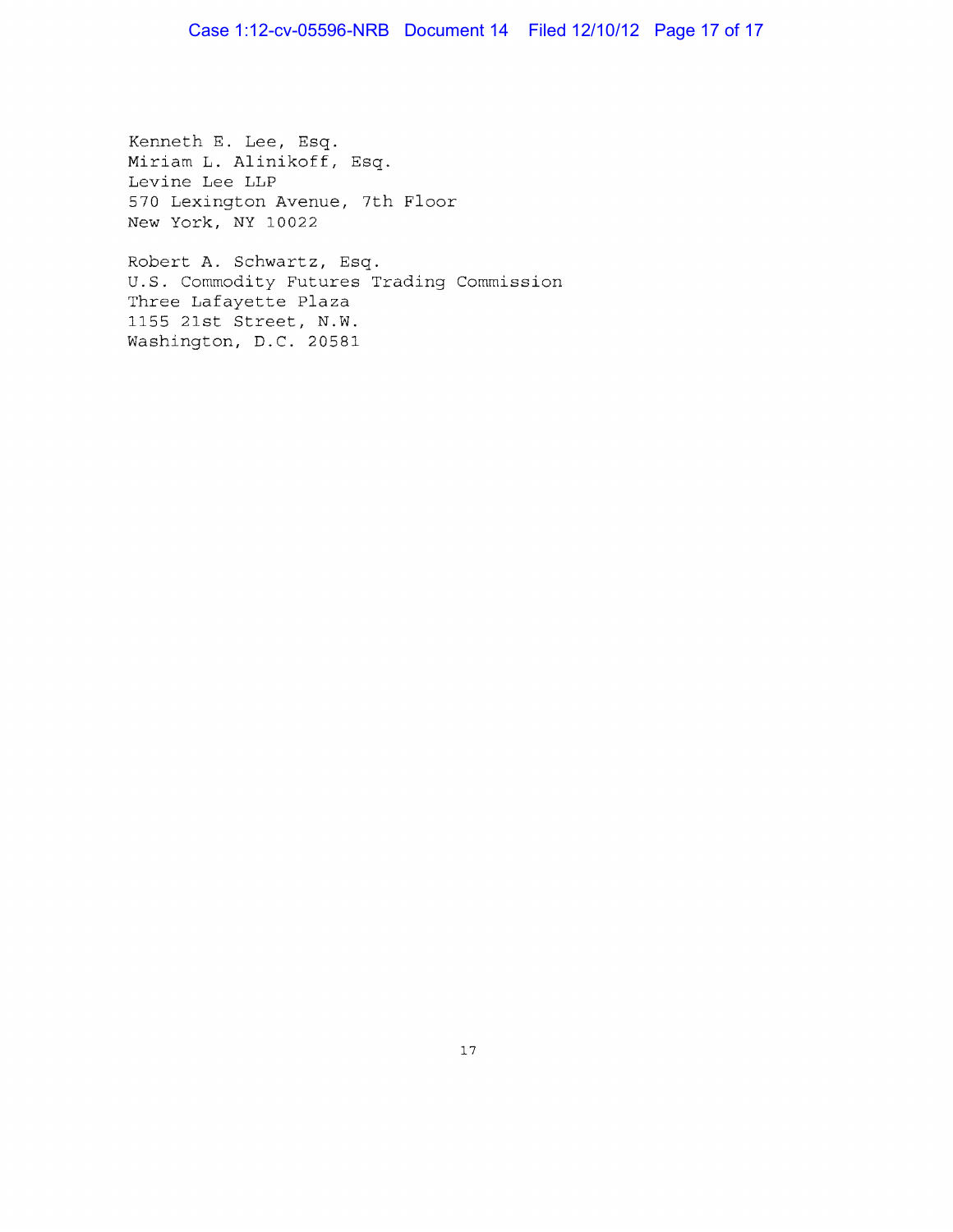Kenneth E. Lee, Esq.
Miriam L. Alinikoff, Esq.
Levine Lee LLP
570 Lexington Avenue, 7th Floor
New York, NY 10022

Robert A. Schwartz, Esq.
U.S. Commodity Futures Trading Commission
Three Lafayette Plaza
1155 21st Street, N.W.
Washington, D.C. 20581